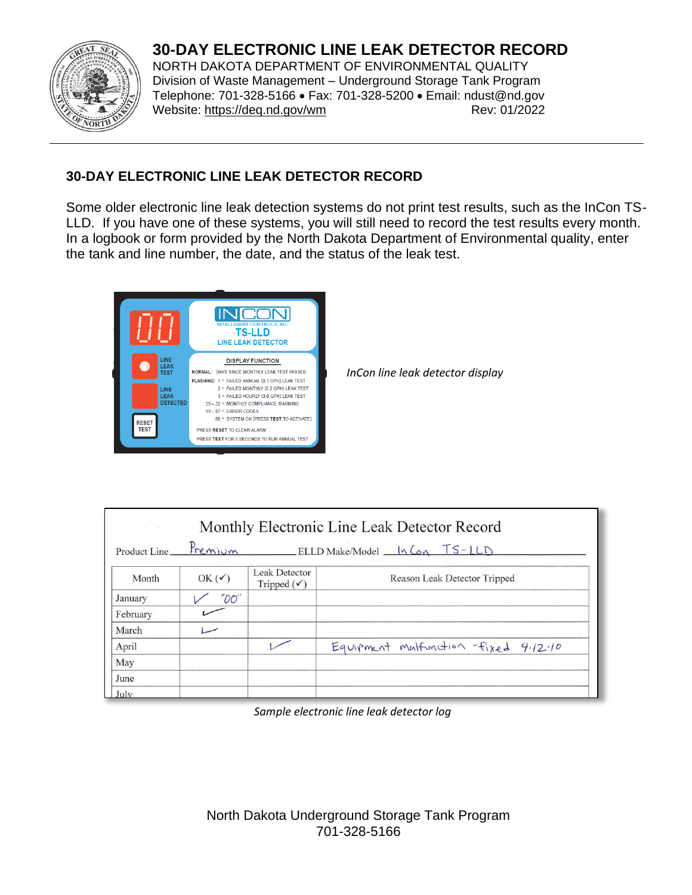# 30-DAY ELECTRONIC LINE LEAK DETECTOR RECORD

NORTH DAKOTA DEPARTMENT OF ENVIRONMENTAL QUALITY
Division of Waste Management – Underground Storage Tank Program
Telephone: 701-328-5166 • Fax: 701-328-5200 • Email: ndust@nd.gov
Website: https://deq.nd.gov/wm Rev: 01/2022

## 30-DAY ELECTRONIC LINE LEAK DETECTOR RECORD

Some older electronic line leak detection systems do not print test results, such as the InCon TS-LLD. If you have one of these systems, you will still need to record the test results every month. In a logbook or form provided by the North Dakota Department of Environmental quality, enter the tank and line number, the date, and the status of the leak test.

*InCon line leak detector display*

**Monthly Electronic Line Leak Detector Record**

Product Line: Premium ELLD Make/Model: InCon TS-LLD

| Month | OK (✓) | Leak Detector Tripped (✓) | Reason Leak Detector Tripped |
|---|---|---|---|
| January | ✓ "00" | | |
| February | ✓ | | |
| March | ✓ | | |
| April | | ✓ | Equipment malfunction - fixed 4-12-10 |
| May | | | |
| June | | | |
| July | | | |

*Sample electronic line leak detector log*

North Dakota Underground Storage Tank Program
701-328-5166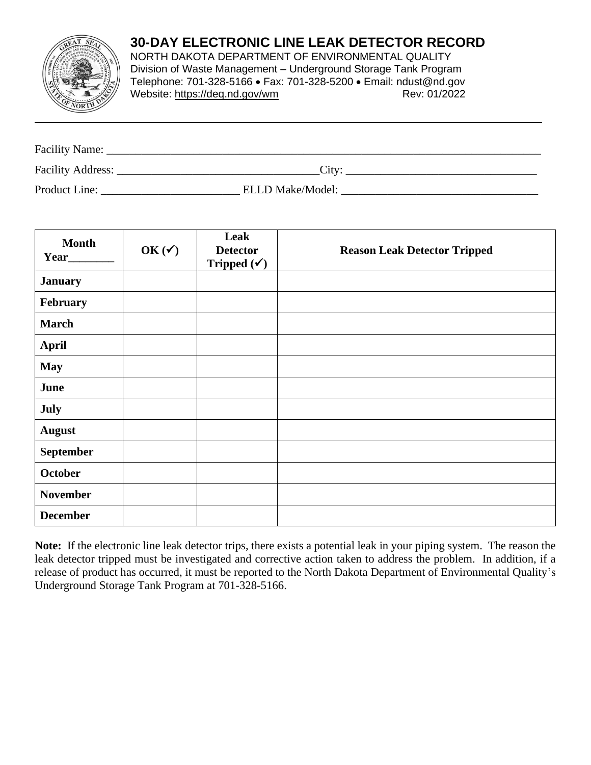# 30-DAY ELECTRONIC LINE LEAK DETECTOR RECORD

NORTH DAKOTA DEPARTMENT OF ENVIRONMENTAL QUALITY
Division of Waste Management – Underground Storage Tank Program
Telephone: 701-328-5166 • Fax: 701-328-5200 • Email: ndust@nd.gov
Website: https://deq.nd.gov/wm Rev: 01/2022

Facility Name: ______________________________________________________________________________

Facility Address: ____________________________________City: _________________________________

Product Line: _________________________ ELLD Make/Model: ___________________________________

| Month Year________ | OK (✓) | Leak Detector Tripped (✓) | Reason Leak Detector Tripped |
|---|---|---|---|
| **January** | | | |
| **February** | | | |
| **March** | | | |
| **April** | | | |
| **May** | | | |
| **June** | | | |
| **July** | | | |
| **August** | | | |
| **September** | | | |
| **October** | | | |
| **November** | | | |
| **December** | | | |

**Note:** If the electronic line leak detector trips, there exists a potential leak in your piping system. The reason the leak detector tripped must be investigated and corrective action taken to address the problem. In addition, if a release of product has occurred, it must be reported to the North Dakota Department of Environmental Quality's Underground Storage Tank Program at 701-328-5166.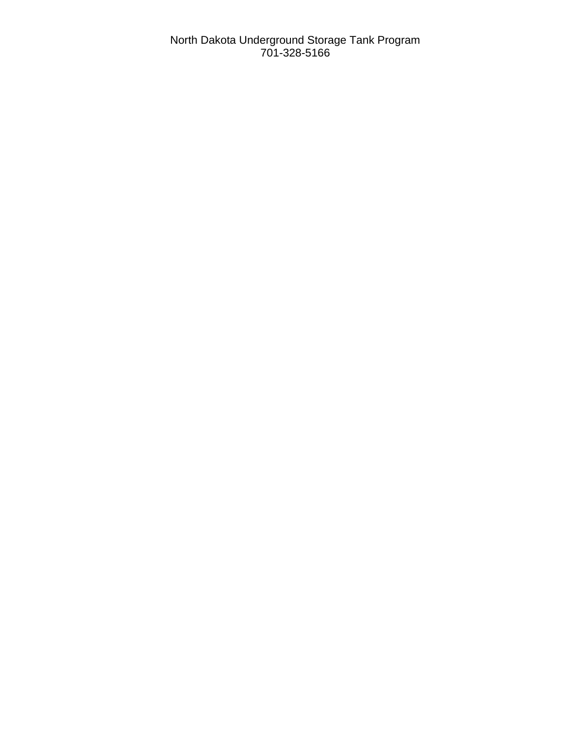North Dakota Underground Storage Tank Program
701-328-5166